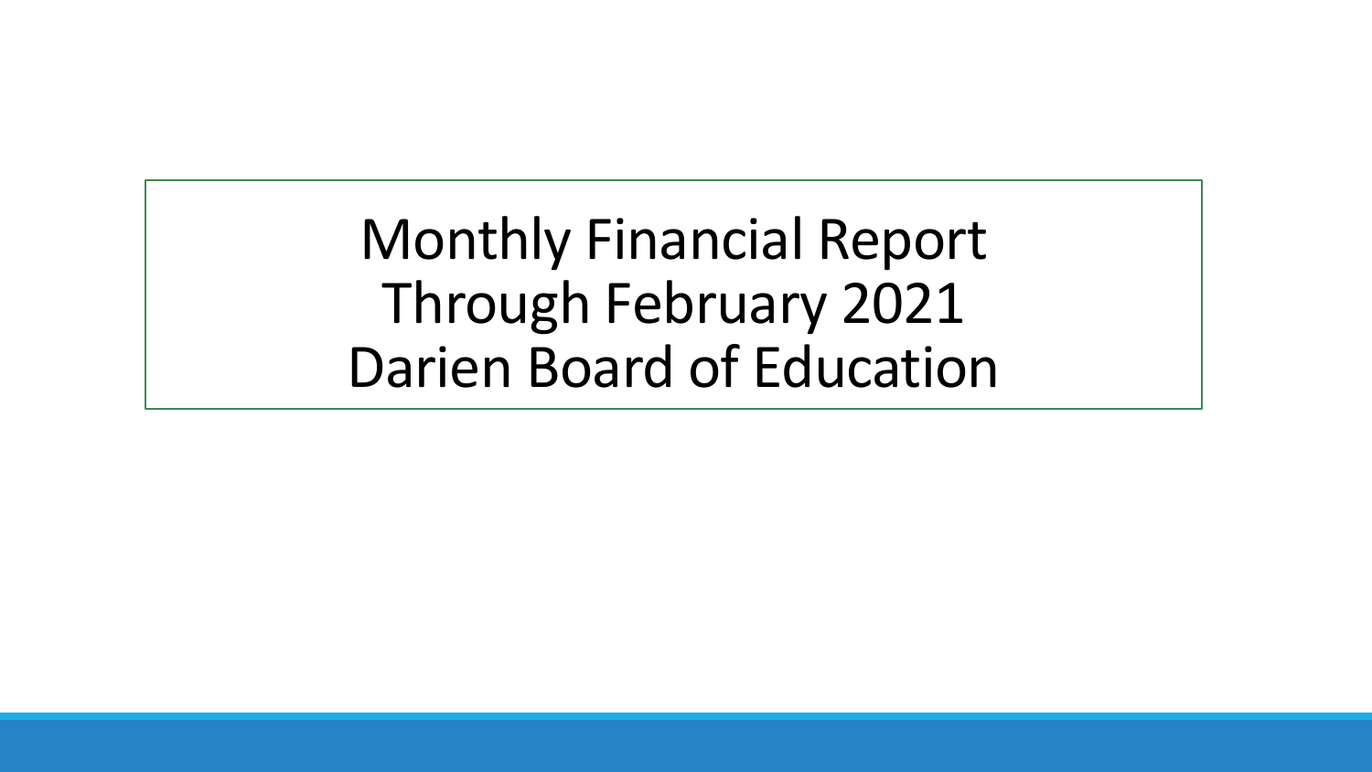# Monthly Financial Report
# Through February 2021
# Darien Board of Education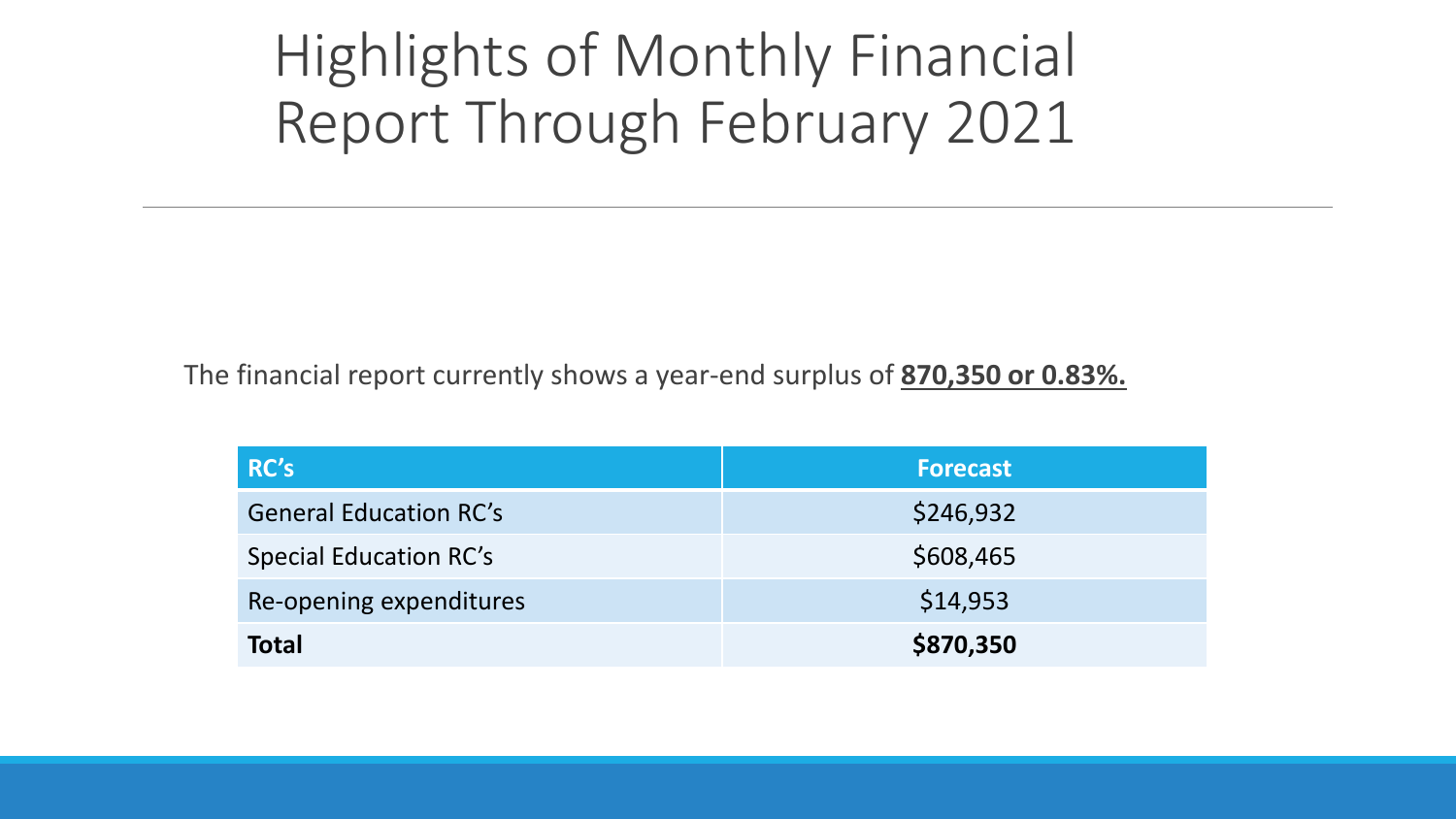# Highlights of Monthly Financial Report Through February 2021

The financial report currently shows a year-end surplus of **870,350 or 0.83%.**

| RC's | Forecast |
|---|---|
| General Education RC's | $246,932 |
| Special Education RC's | $608,465 |
| Re-opening expenditures | $14,953 |
| **Total** | **$870,350** |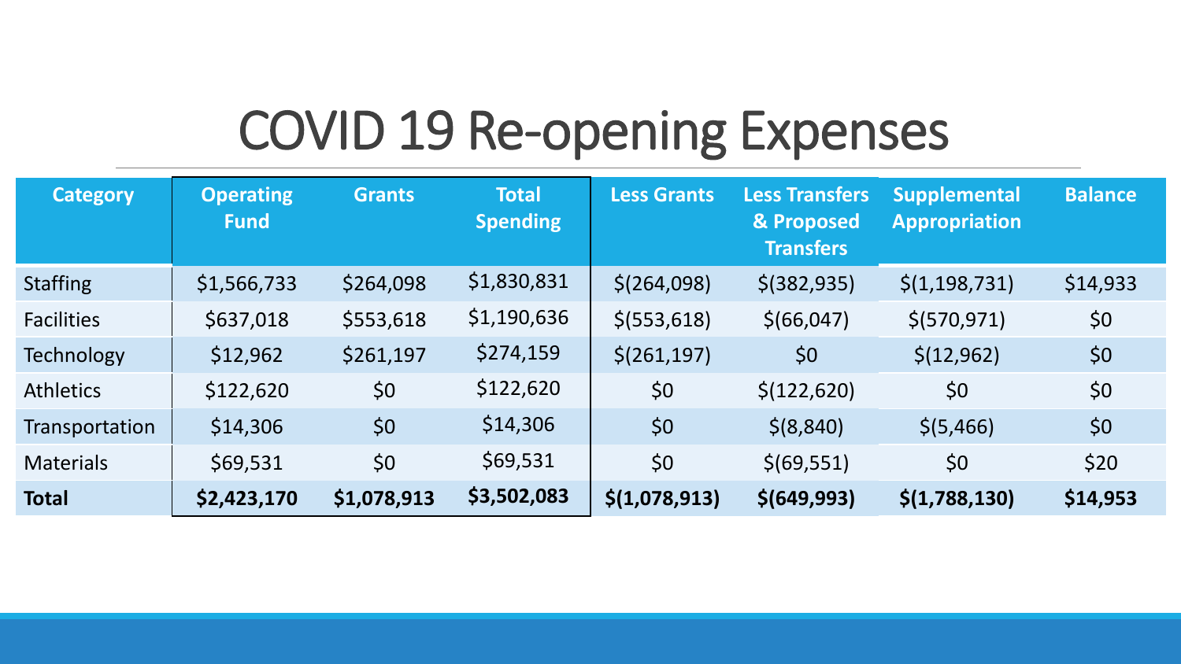# COVID 19 Re-opening Expenses

| Category | Operating Fund | Grants | Total Spending | Less Grants | Less Transfers & Proposed Transfers | Supplemental Appropriation | Balance |
|---|---|---|---|---|---|---|---|
| Staffing | $1,566,733 | $264,098 | $1,830,831 | $(264,098) | $(382,935) | $(1,198,731) | $14,933 |
| Facilities | $637,018 | $553,618 | $1,190,636 | $(553,618) | $(66,047) | $(570,971) | $0 |
| Technology | $12,962 | $261,197 | $274,159 | $(261,197) | $0 | $(12,962) | $0 |
| Athletics | $122,620 | $0 | $122,620 | $0 | $(122,620) | $0 | $0 |
| Transportation | $14,306 | $0 | $14,306 | $0 | $(8,840) | $(5,466) | $0 |
| Materials | $69,531 | $0 | $69,531 | $0 | $(69,551) | $0 | $20 |
| **Total** | **$2,423,170** | **$1,078,913** | **$3,502,083** | **$(1,078,913)** | **$(649,993)** | **$(1,788,130)** | **$14,953** |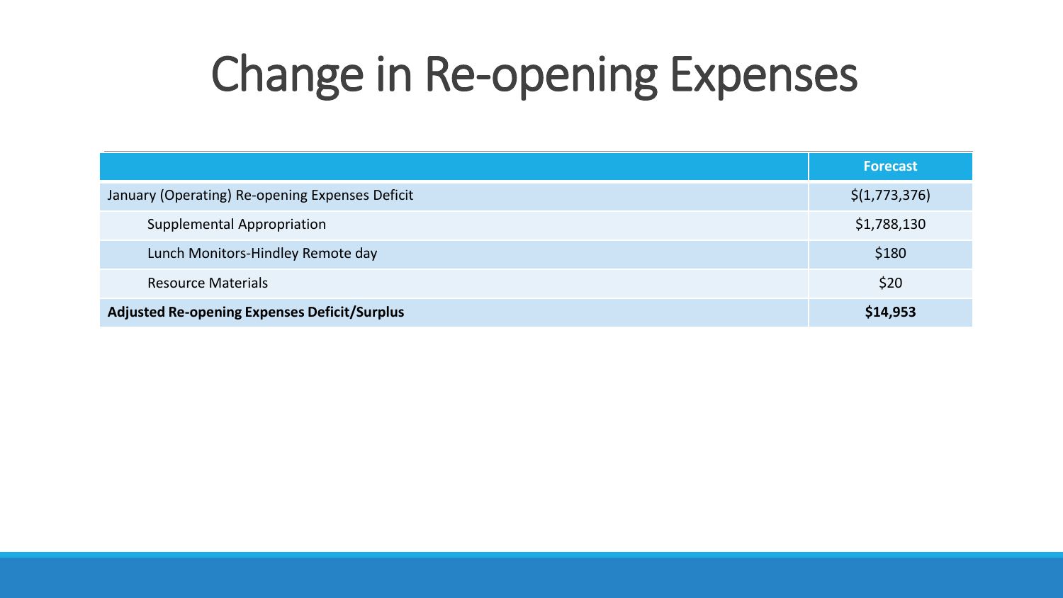# Change in Re-opening Expenses

| | Forecast |
|---|---|
| January (Operating) Re-opening Expenses Deficit | $(1,773,376) |
| Supplemental Appropriation | $1,788,130 |
| Lunch Monitors-Hindley Remote day | $180 |
| Resource Materials | $20 |
| **Adjusted Re-opening Expenses Deficit/Surplus** | **$14,953** |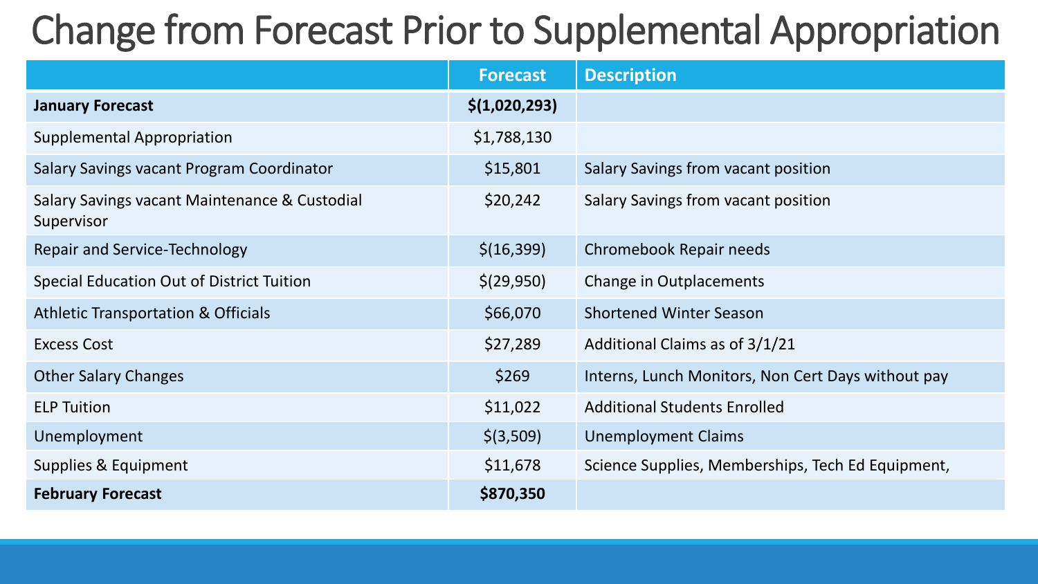# Change from Forecast Prior to Supplemental Appropriation

| | Forecast | Description |
|---|---|---|
| **January Forecast** | **$(1,020,293)** | |
| Supplemental Appropriation | $1,788,130 | |
| Salary Savings vacant Program Coordinator | $15,801 | Salary Savings from vacant position |
| Salary Savings vacant Maintenance & Custodial Supervisor | $20,242 | Salary Savings from vacant position |
| Repair and Service-Technology | $(16,399) | Chromebook Repair needs |
| Special Education Out of District Tuition | $(29,950) | Change in Outplacements |
| Athletic Transportation & Officials | $66,070 | Shortened Winter Season |
| Excess Cost | $27,289 | Additional Claims as of 3/1/21 |
| Other Salary Changes | $269 | Interns, Lunch Monitors, Non Cert Days without pay |
| ELP Tuition | $11,022 | Additional Students Enrolled |
| Unemployment | $(3,509) | Unemployment Claims |
| Supplies & Equipment | $11,678 | Science Supplies, Memberships, Tech Ed Equipment, |
| **February Forecast** | **$870,350** | |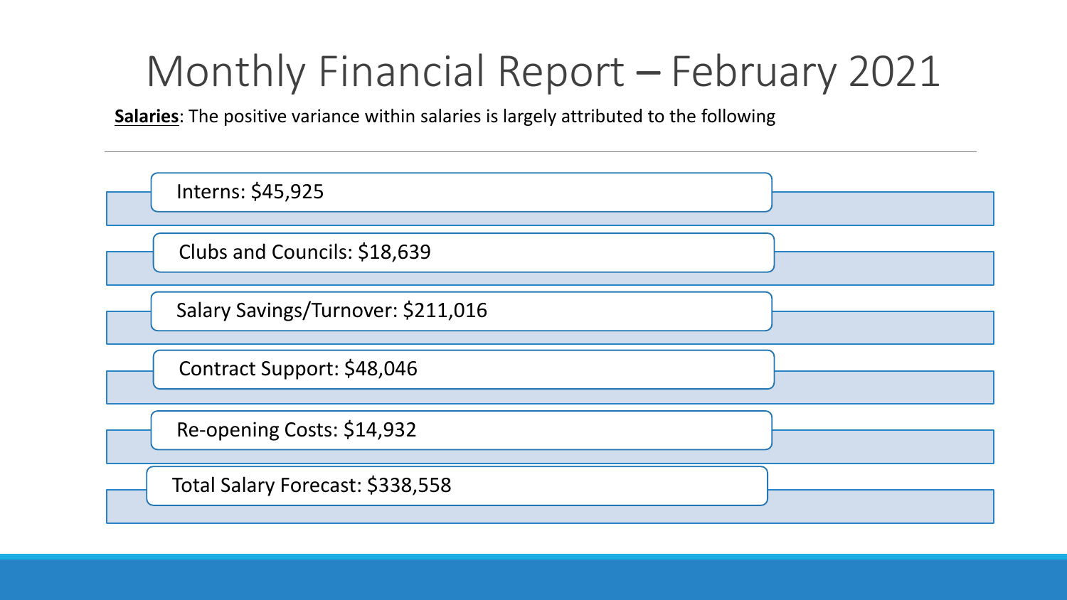# Monthly Financial Report – February 2021

**Salaries**: The positive variance within salaries is largely attributed to the following

- Interns: $45,925
- Clubs and Councils: $18,639
- Salary Savings/Turnover: $211,016
- Contract Support: $48,046
- Re-opening Costs: $14,932
- Total Salary Forecast: $338,558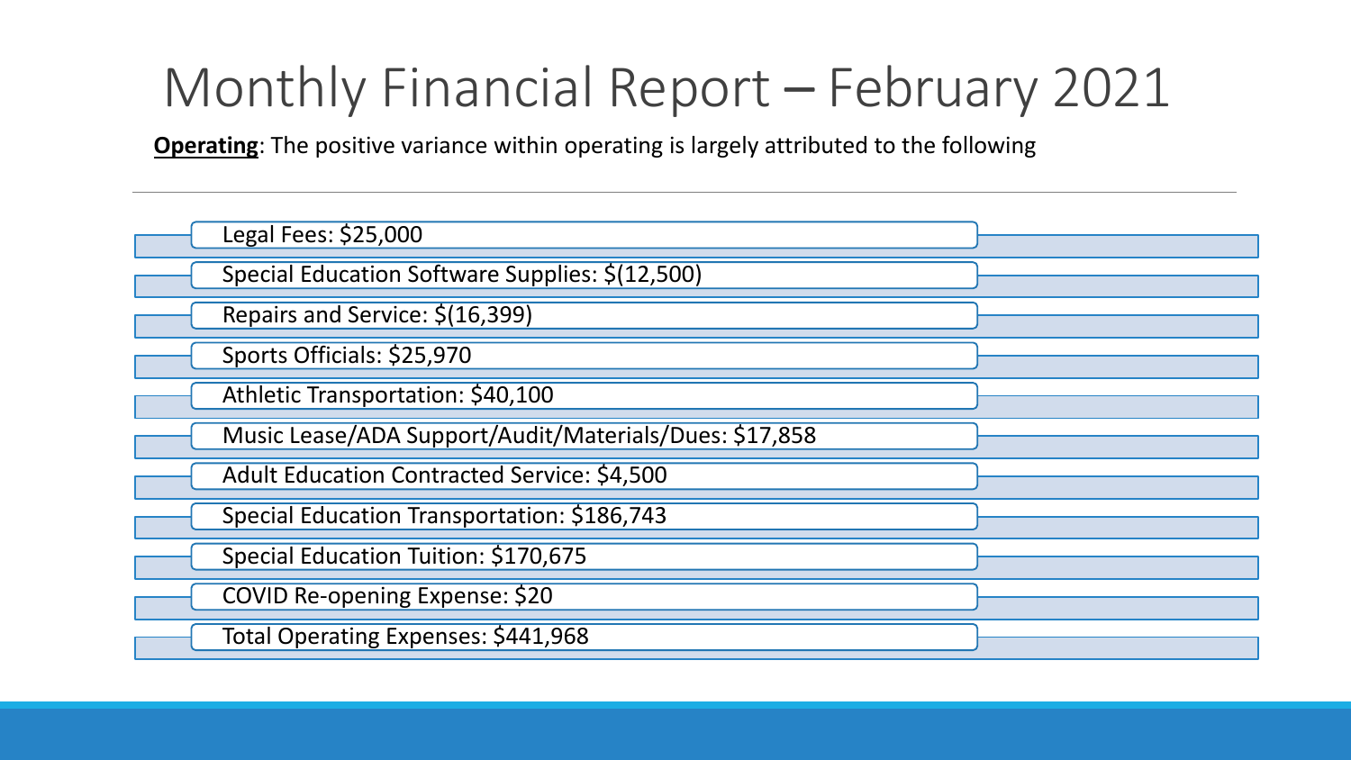# Monthly Financial Report – February 2021

**Operating**: The positive variance within operating is largely attributed to the following

- Legal Fees: $25,000
- Special Education Software Supplies: $(12,500)
- Repairs and Service: $(16,399)
- Sports Officials: $25,970
- Athletic Transportation: $40,100
- Music Lease/ADA Support/Audit/Materials/Dues: $17,858
- Adult Education Contracted Service: $4,500
- Special Education Transportation: $186,743
- Special Education Tuition: $170,675
- COVID Re-opening Expense: $20
- Total Operating Expenses: $441,968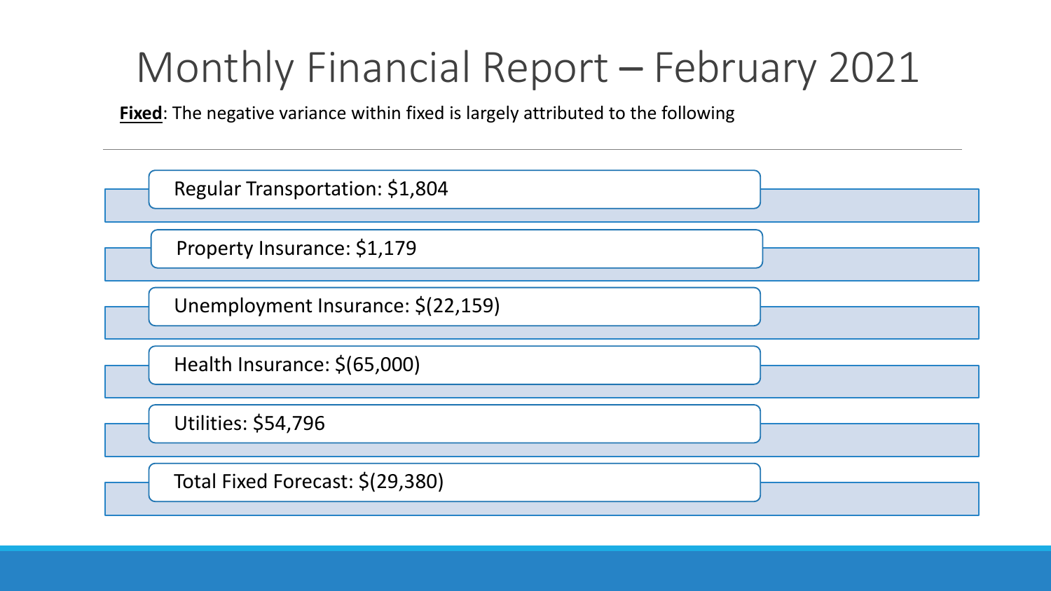# Monthly Financial Report – February 2021

**Fixed**: The negative variance within fixed is largely attributed to the following

- Regular Transportation: $1,804
- Property Insurance: $1,179
- Unemployment Insurance: $(22,159)
- Health Insurance: $(65,000)
- Utilities: $54,796
- Total Fixed Forecast: $(29,380)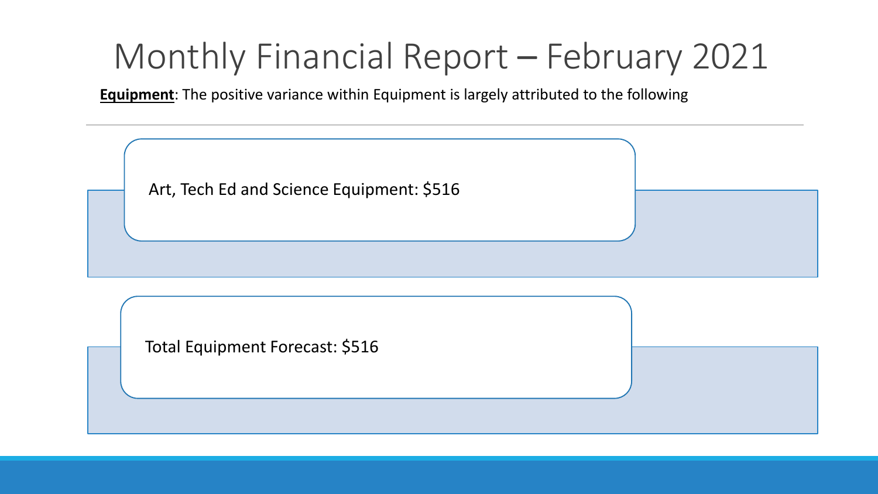# Monthly Financial Report – February 2021

**Equipment**: The positive variance within Equipment is largely attributed to the following

Art, Tech Ed and Science Equipment: $516

Total Equipment Forecast: $516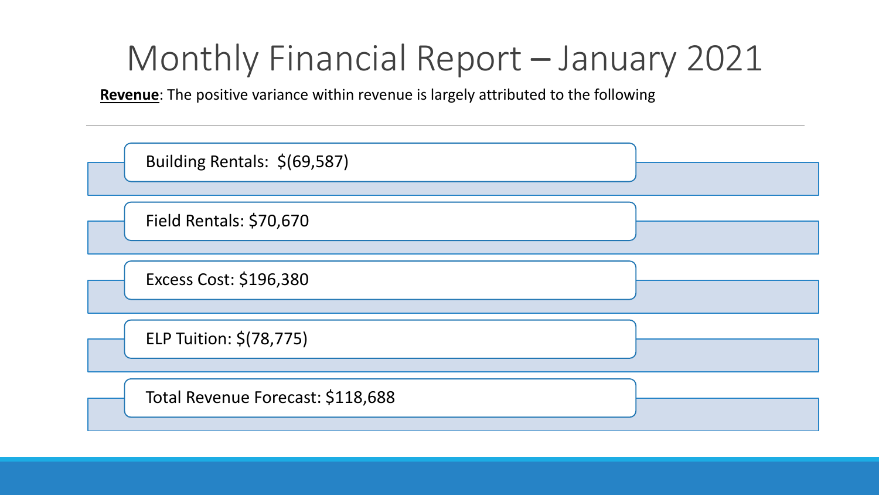# Monthly Financial Report – January 2021

**Revenue**: The positive variance within revenue is largely attributed to the following

---

- Building Rentals: $(69,587)
- Field Rentals: $70,670
- Excess Cost: $196,380
- ELP Tuition: $(78,775)
- Total Revenue Forecast: $118,688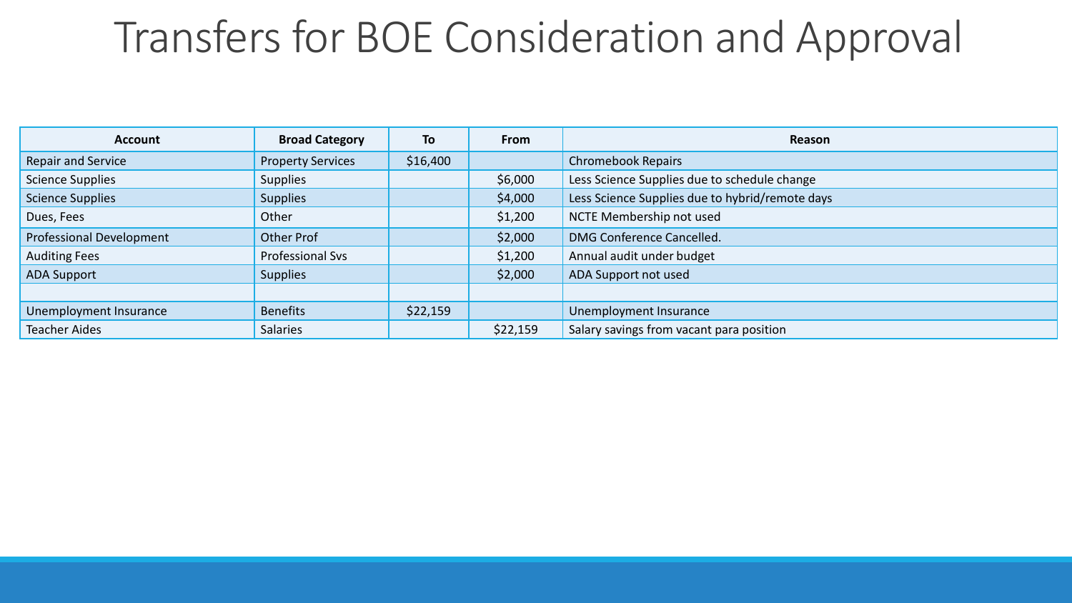# Transfers for BOE Consideration and Approval

| Account | Broad Category | To | From | Reason |
|---|---|---|---|---|
| Repair and Service | Property Services | $16,400 | | Chromebook Repairs |
| Science Supplies | Supplies | | $6,000 | Less Science Supplies due to schedule change |
| Science Supplies | Supplies | | $4,000 | Less Science Supplies due to hybrid/remote days |
| Dues, Fees | Other | | $1,200 | NCTE Membership not used |
| Professional Development | Other Prof | | $2,000 | DMG Conference Cancelled. |
| Auditing Fees | Professional Svs | | $1,200 | Annual audit under budget |
| ADA Support | Supplies | | $2,000 | ADA Support not used |
| | | | | |
| Unemployment Insurance | Benefits | $22,159 | | Unemployment Insurance |
| Teacher Aides | Salaries | | $22,159 | Salary savings from vacant para position |